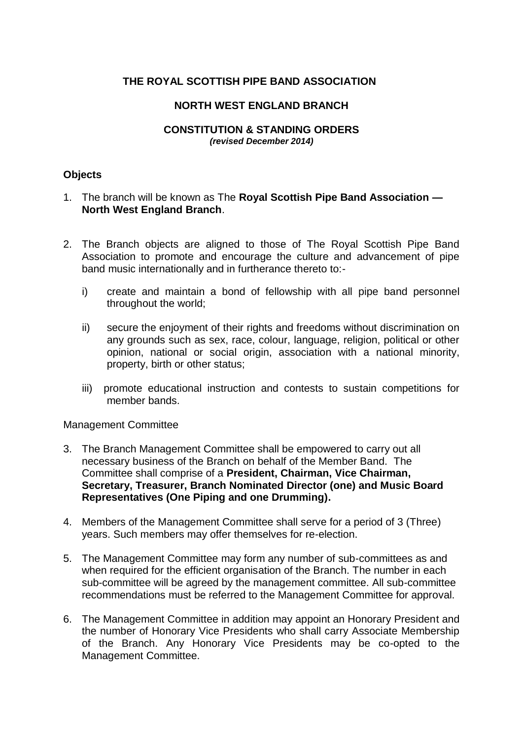# THE ROYAL SCOTTISH PIPE BAND ASSOCIATION

## NORTH WEST ENGLAND BRANCH

## CONSTITUTION & STANDING ORDERS

***(revised December 2014)***

### Objects

1. The branch will be known as The **Royal Scottish Pipe Band Association — North West England Branch**.

2. The Branch objects are aligned to those of The Royal Scottish Pipe Band Association to promote and encourage the culture and advancement of pipe band music internationally and in furtherance thereto to:-

   i) create and maintain a bond of fellowship with all pipe band personnel throughout the world;

   ii) secure the enjoyment of their rights and freedoms without discrimination on any grounds such as sex, race, colour, language, religion, political or other opinion, national or social origin, association with a national minority, property, birth or other status;

   iii) promote educational instruction and contests to sustain competitions for member bands.

Management Committee

3. The Branch Management Committee shall be empowered to carry out all necessary business of the Branch on behalf of the Member Band. The Committee shall comprise of a **President, Chairman, Vice Chairman, Secretary, Treasurer, Branch Nominated Director (one) and Music Board Representatives (One Piping and one Drumming).**

4. Members of the Management Committee shall serve for a period of 3 (Three) years. Such members may offer themselves for re-election.

5. The Management Committee may form any number of sub-committees as and when required for the efficient organisation of the Branch. The number in each sub-committee will be agreed by the management committee. All sub-committee recommendations must be referred to the Management Committee for approval.

6. The Management Committee in addition may appoint an Honorary President and the number of Honorary Vice Presidents who shall carry Associate Membership of the Branch. Any Honorary Vice Presidents may be co-opted to the Management Committee.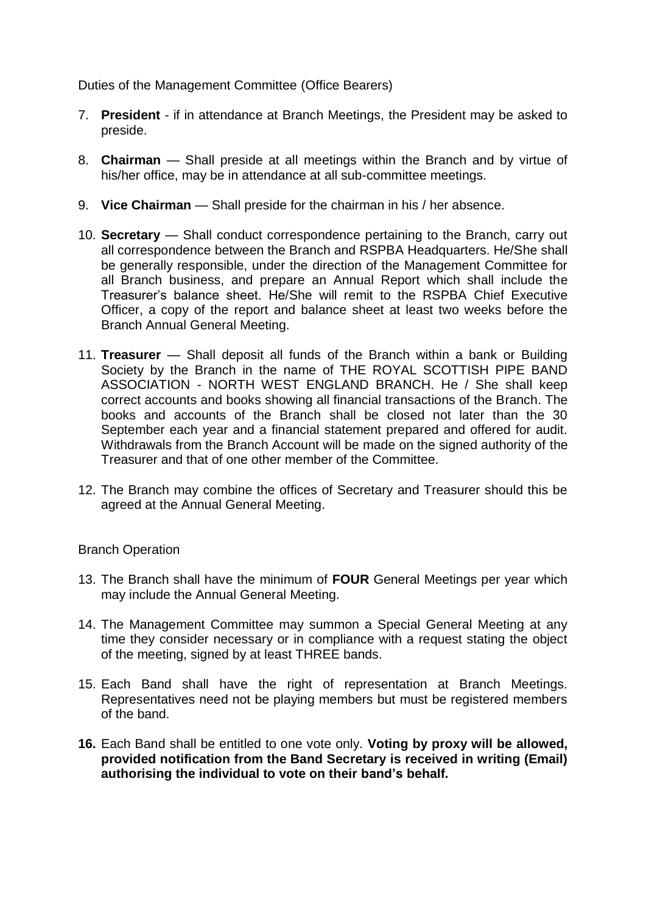Duties of the Management Committee (Office Bearers)

7. **President** - if in attendance at Branch Meetings, the President may be asked to preside.

8. **Chairman** — Shall preside at all meetings within the Branch and by virtue of his/her office, may be in attendance at all sub-committee meetings.

9. **Vice Chairman** — Shall preside for the chairman in his / her absence.

10. **Secretary** — Shall conduct correspondence pertaining to the Branch, carry out all correspondence between the Branch and RSPBA Headquarters. He/She shall be generally responsible, under the direction of the Management Committee for all Branch business, and prepare an Annual Report which shall include the Treasurer's balance sheet. He/She will remit to the RSPBA Chief Executive Officer, a copy of the report and balance sheet at least two weeks before the Branch Annual General Meeting.

11. **Treasurer** — Shall deposit all funds of the Branch within a bank or Building Society by the Branch in the name of THE ROYAL SCOTTISH PIPE BAND ASSOCIATION - NORTH WEST ENGLAND BRANCH. He / She shall keep correct accounts and books showing all financial transactions of the Branch. The books and accounts of the Branch shall be closed not later than the 30 September each year and a financial statement prepared and offered for audit. Withdrawals from the Branch Account will be made on the signed authority of the Treasurer and that of one other member of the Committee.

12. The Branch may combine the offices of Secretary and Treasurer should this be agreed at the Annual General Meeting.

Branch Operation

13. The Branch shall have the minimum of **FOUR** General Meetings per year which may include the Annual General Meeting.

14. The Management Committee may summon a Special General Meeting at any time they consider necessary or in compliance with a request stating the object of the meeting, signed by at least THREE bands.

15. Each Band shall have the right of representation at Branch Meetings. Representatives need not be playing members but must be registered members of the band.

16. Each Band shall be entitled to one vote only. **Voting by proxy will be allowed, provided notification from the Band Secretary is received in writing (Email) authorising the individual to vote on their band's behalf.**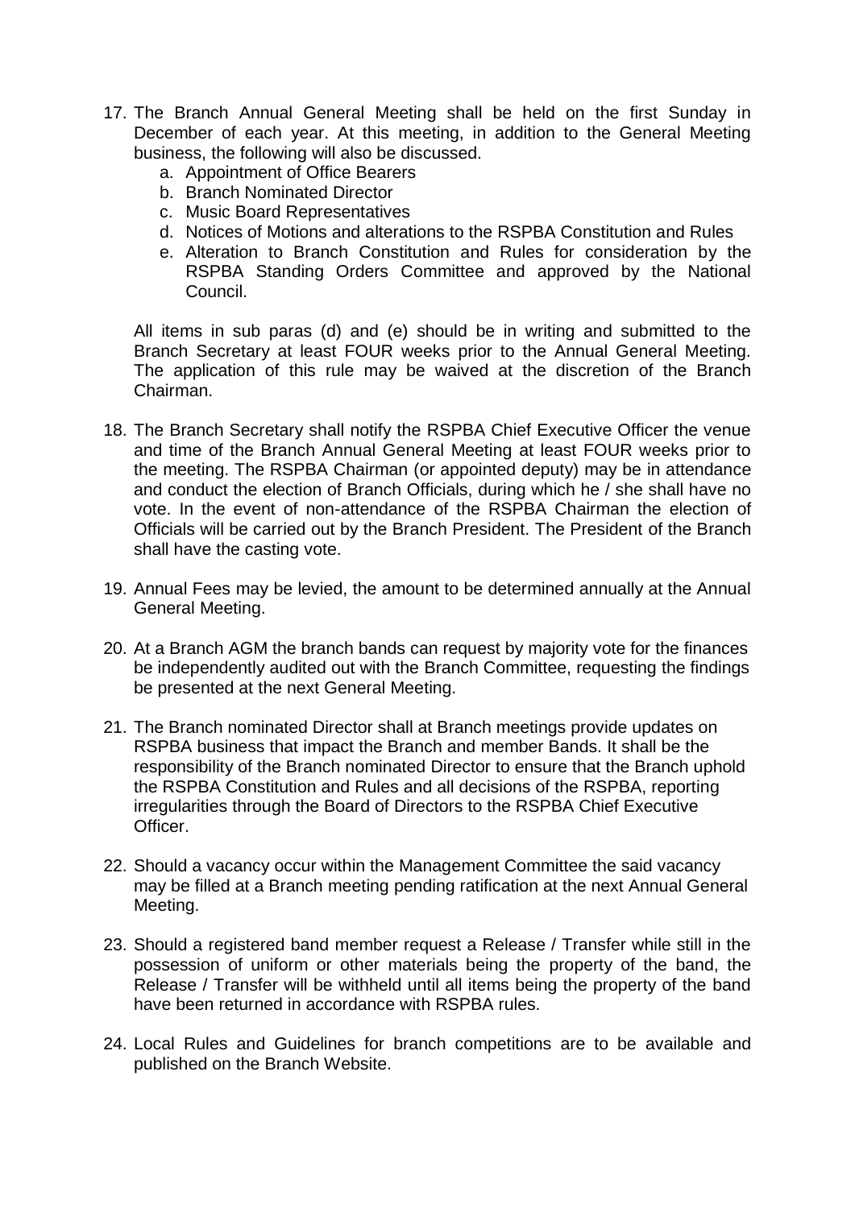17. The Branch Annual General Meeting shall be held on the first Sunday in December of each year. At this meeting, in addition to the General Meeting business, the following will also be discussed.
    a. Appointment of Office Bearers
    b. Branch Nominated Director
    c. Music Board Representatives
    d. Notices of Motions and alterations to the RSPBA Constitution and Rules
    e. Alteration to Branch Constitution and Rules for consideration by the RSPBA Standing Orders Committee and approved by the National Council.

    All items in sub paras (d) and (e) should be in writing and submitted to the Branch Secretary at least FOUR weeks prior to the Annual General Meeting. The application of this rule may be waived at the discretion of the Branch Chairman.

18. The Branch Secretary shall notify the RSPBA Chief Executive Officer the venue and time of the Branch Annual General Meeting at least FOUR weeks prior to the meeting. The RSPBA Chairman (or appointed deputy) may be in attendance and conduct the election of Branch Officials, during which he / she shall have no vote. In the event of non-attendance of the RSPBA Chairman the election of Officials will be carried out by the Branch President. The President of the Branch shall have the casting vote.

19. Annual Fees may be levied, the amount to be determined annually at the Annual General Meeting.

20. At a Branch AGM the branch bands can request by majority vote for the finances be independently audited out with the Branch Committee, requesting the findings be presented at the next General Meeting.

21. The Branch nominated Director shall at Branch meetings provide updates on RSPBA business that impact the Branch and member Bands. It shall be the responsibility of the Branch nominated Director to ensure that the Branch uphold the RSPBA Constitution and Rules and all decisions of the RSPBA, reporting irregularities through the Board of Directors to the RSPBA Chief Executive Officer.

22. Should a vacancy occur within the Management Committee the said vacancy may be filled at a Branch meeting pending ratification at the next Annual General Meeting.

23. Should a registered band member request a Release / Transfer while still in the possession of uniform or other materials being the property of the band, the Release / Transfer will be withheld until all items being the property of the band have been returned in accordance with RSPBA rules.

24. Local Rules and Guidelines for branch competitions are to be available and published on the Branch Website.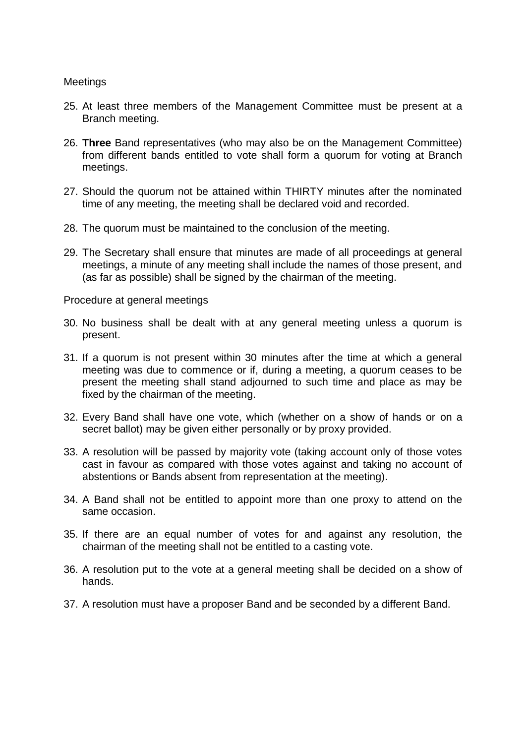Meetings

25. At least three members of the Management Committee must be present at a Branch meeting.

26. **Three** Band representatives (who may also be on the Management Committee) from different bands entitled to vote shall form a quorum for voting at Branch meetings.

27. Should the quorum not be attained within THIRTY minutes after the nominated time of any meeting, the meeting shall be declared void and recorded.

28. The quorum must be maintained to the conclusion of the meeting.

29. The Secretary shall ensure that minutes are made of all proceedings at general meetings, a minute of any meeting shall include the names of those present, and (as far as possible) shall be signed by the chairman of the meeting.

Procedure at general meetings

30. No business shall be dealt with at any general meeting unless a quorum is present.

31. If a quorum is not present within 30 minutes after the time at which a general meeting was due to commence or if, during a meeting, a quorum ceases to be present the meeting shall stand adjourned to such time and place as may be fixed by the chairman of the meeting.

32. Every Band shall have one vote, which (whether on a show of hands or on a secret ballot) may be given either personally or by proxy provided.

33. A resolution will be passed by majority vote (taking account only of those votes cast in favour as compared with those votes against and taking no account of abstentions or Bands absent from representation at the meeting).

34. A Band shall not be entitled to appoint more than one proxy to attend on the same occasion.

35. If there are an equal number of votes for and against any resolution, the chairman of the meeting shall not be entitled to a casting vote.

36. A resolution put to the vote at a general meeting shall be decided on a show of hands.

37. A resolution must have a proposer Band and be seconded by a different Band.